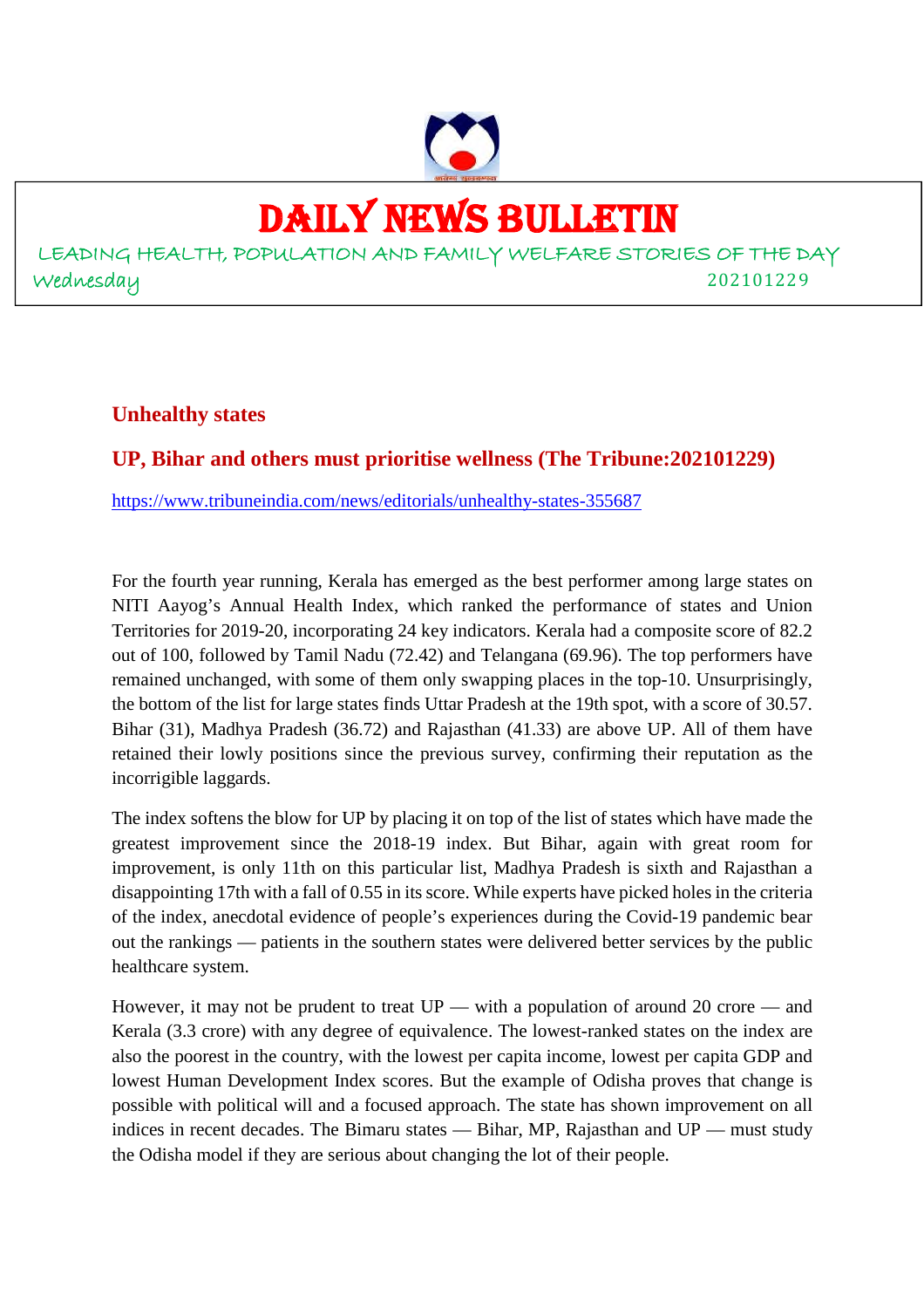# DAILY NEWS BULLETIN

LEADING HEALTH, POPULATION AND FAMILY WELFARE STORIES OF THE DAY

Wednesday 202101229

## Unhealthy states

## UP, Bihar and others must prioritise wellness (The Tribune:202101229)

https://www.tribuneindia.com/news/editorials/unhealthy-states-355687

For the fourth year running, Kerala has emerged as the best performer among large states on NITI Aayog's Annual Health Index, which ranked the performance of states and Union Territories for 2019-20, incorporating 24 key indicators. Kerala had a composite score of 82.2 out of 100, followed by Tamil Nadu (72.42) and Telangana (69.96). The top performers have remained unchanged, with some of them only swapping places in the top-10. Unsurprisingly, the bottom of the list for large states finds Uttar Pradesh at the 19th spot, with a score of 30.57. Bihar (31), Madhya Pradesh (36.72) and Rajasthan (41.33) are above UP. All of them have retained their lowly positions since the previous survey, confirming their reputation as the incorrigible laggards.

The index softens the blow for UP by placing it on top of the list of states which have made the greatest improvement since the 2018-19 index. But Bihar, again with great room for improvement, is only 11th on this particular list, Madhya Pradesh is sixth and Rajasthan a disappointing 17th with a fall of 0.55 in its score. While experts have picked holes in the criteria of the index, anecdotal evidence of people's experiences during the Covid-19 pandemic bear out the rankings — patients in the southern states were delivered better services by the public healthcare system.

However, it may not be prudent to treat UP — with a population of around 20 crore — and Kerala (3.3 crore) with any degree of equivalence. The lowest-ranked states on the index are also the poorest in the country, with the lowest per capita income, lowest per capita GDP and lowest Human Development Index scores. But the example of Odisha proves that change is possible with political will and a focused approach. The state has shown improvement on all indices in recent decades. The Bimaru states — Bihar, MP, Rajasthan and UP — must study the Odisha model if they are serious about changing the lot of their people.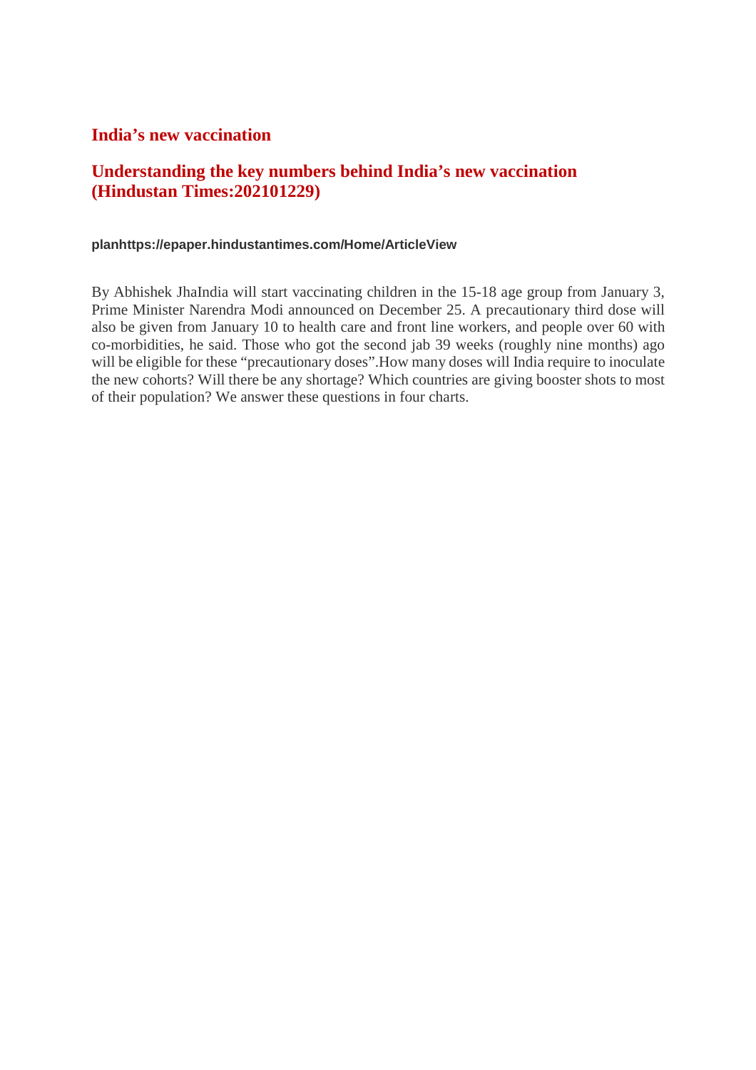## India’s new vaccination

## Understanding the key numbers behind India’s new vaccination (Hindustan Times:202101229)

**planhttps://epaper.hindustantimes.com/Home/ArticleView**

By Abhishek JhaIndia will start vaccinating children in the 15-18 age group from January 3, Prime Minister Narendra Modi announced on December 25. A precautionary third dose will also be given from January 10 to health care and front line workers, and people over 60 with co-morbidities, he said. Those who got the second jab 39 weeks (roughly nine months) ago will be eligible for these “precautionary doses”.How many doses will India require to inoculate the new cohorts? Will there be any shortage? Which countries are giving booster shots to most of their population? We answer these questions in four charts.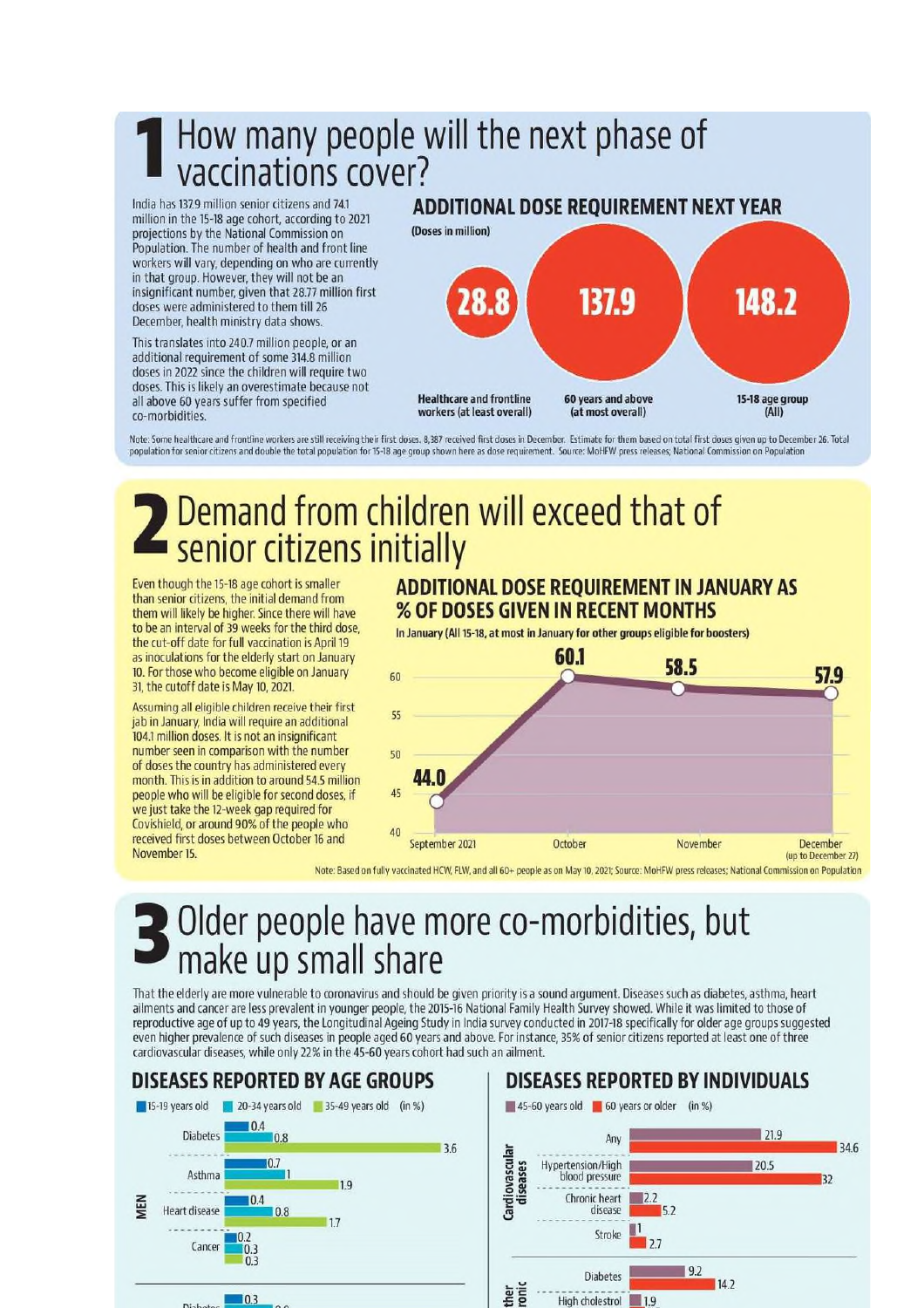# 1 How many people will the next phase of vaccinations cover?

India has 137.9 million senior citizens and 74.1 million in the 15-18 age cohort, according to 2021 projections by the National Commission on Population. The number of health and front line workers will vary, depending on who are currently in that group. However, they will not be an insignificant number, given that 28.77 million first doses were administered to them till 26 December, health ministry data shows.

This translates into 240.7 million people, or an additional requirement of some 314.8 million doses in 2022 since the children will require two doses. This is likely an overestimate because not all above 60 years suffer from specified co-morbidities.

## ADDITIONAL DOSE REQUIREMENT NEXT YEAR

(Doses in million)

| Group | Doses (million) |
|---|---|
| Healthcare and frontline workers (at least overall) | 28.8 |
| 60 years and above (at most overall) | 137.9 |
| 15-18 age group (All) | 148.2 |

Note: Some healthcare and frontline workers are still receiving their first doses. 8,387 received first doses in December. Estimate for them based on total first doses given up to December 26. Total population for senior citizens and double the total population for 15-18 age group shown here as dose requirement. Source: MoHFW press releases; National Commission on Population

# 2 Demand from children will exceed that of senior citizens initially

Even though the 15-18 age cohort is smaller than senior citizens, the initial demand from them will likely be higher. Since there will have to be an interval of 39 weeks for the third dose, the cut-off date for full vaccination is April 19 as inoculations for the elderly start on January 10. For those who become eligible on January 31, the cutoff date is May 10, 2021.

Assuming all eligible children receive their first jab in January, India will require an additional 104.1 million doses. It is not an insignificant number seen in comparison with the number of doses the country has administered every month. This is in addition to around 54.5 million people who will be eligible for second doses, if we just take the 12-week gap required for Covishield, or around 90% of the people who received first doses between October 16 and November 15.

## ADDITIONAL DOSE REQUIREMENT IN JANUARY AS % OF DOSES GIVEN IN RECENT MONTHS

In January (All 15-18, at most in January for other groups eligible for boosters)

| Month | % |
|---|---|
| September 2021 | 44.0 |
| October | 60.1 |
| November | 58.5 |
| December (up to December 27) | 57.9 |

Note: Based on fully vaccinated HCW, FLW, and all 60+ people as on May 10, 2021; Source: MoHFW press releases; National Commission on Population

# 3 Older people have more co-morbidities, but make up small share

That the elderly are more vulnerable to coronavirus and should be given priority is a sound argument. Diseases such as diabetes, asthma, heart ailments and cancer are less prevalent in younger people, the 2015-16 National Family Health Survey showed. While it was limited to those of reproductive age of up to 49 years, the Longitudinal Ageing Study in India survey conducted in 2017-18 specifically for older age groups suggested even higher prevalence of such diseases in people aged 60 years and above. For instance, 35% of senior citizens reported at least one of three cardiovascular diseases, while only 22% in the 45-60 years cohort had such an ailment.

## DISEASES REPORTED BY AGE GROUPS

(in %)

| MEN | 15-19 years old | 20-34 years old | 35-49 years old |
|---|---|---|---|
| Diabetes | 0.4 | 0.8 | 3.6 |
| Asthma | 0.7 | 1 | 1.9 |
| Heart disease | 0.4 | 0.8 | 1.7 |
| Cancer | 0.2 | 0.3 | 0.3 |
| Diabetes | 0.3 | | |

## DISEASES REPORTED BY INDIVIDUALS

(in %)

| | | 45-60 years old | 60 years or older |
|---|---|---|---|
| Cardiovascular diseases | Any | 21.9 | 34.6 |
| | Hypertension/High blood pressure | 20.5 | 32 |
| | Chronic heart disease | 2.2 | 5.2 |
| | Stroke | 1 | 2.7 |
| Other chronic | Diabetes | 9.2 | 14.2 |
| | High cholestrol | 1.9 | |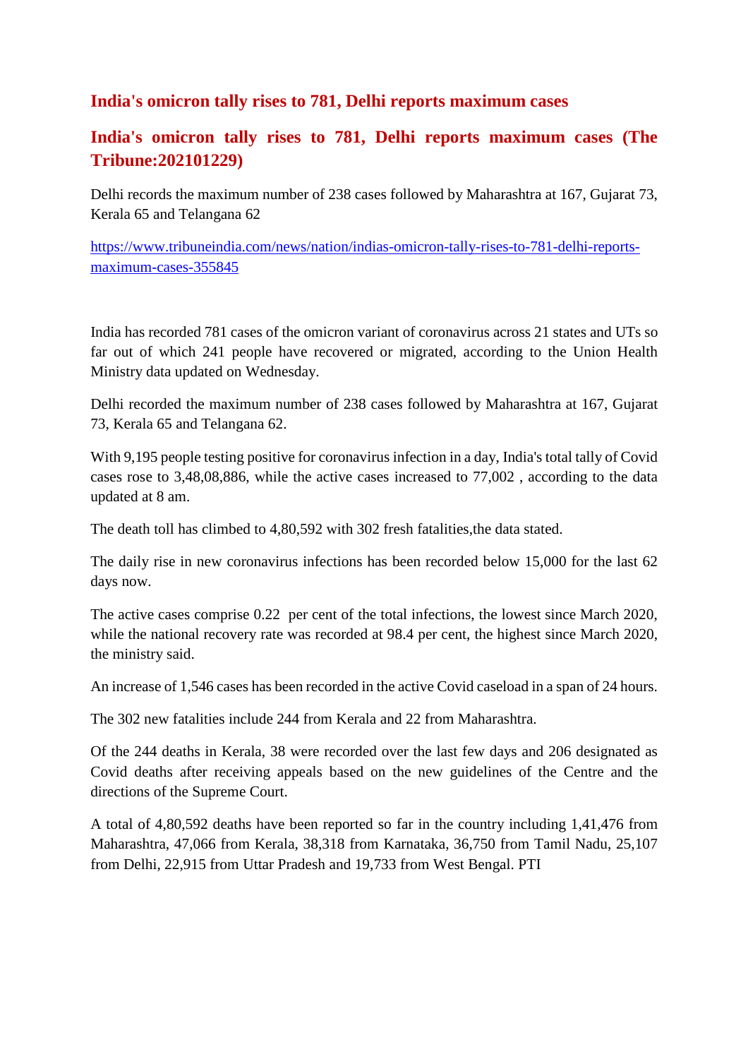# India's omicron tally rises to 781, Delhi reports maximum cases

## India's omicron tally rises to 781, Delhi reports maximum cases (The Tribune:202101229)

Delhi records the maximum number of 238 cases followed by Maharashtra at 167, Gujarat 73, Kerala 65 and Telangana 62

https://www.tribuneindia.com/news/nation/indias-omicron-tally-rises-to-781-delhi-reports-maximum-cases-355845

India has recorded 781 cases of the omicron variant of coronavirus across 21 states and UTs so far out of which 241 people have recovered or migrated, according to the Union Health Ministry data updated on Wednesday.

Delhi recorded the maximum number of 238 cases followed by Maharashtra at 167, Gujarat 73, Kerala 65 and Telangana 62.

With 9,195 people testing positive for coronavirus infection in a day, India's total tally of Covid cases rose to 3,48,08,886, while the active cases increased to 77,002 , according to the data updated at 8 am.

The death toll has climbed to 4,80,592 with 302 fresh fatalities,the data stated.

The daily rise in new coronavirus infections has been recorded below 15,000 for the last 62 days now.

The active cases comprise 0.22 per cent of the total infections, the lowest since March 2020, while the national recovery rate was recorded at 98.4 per cent, the highest since March 2020, the ministry said.

An increase of 1,546 cases has been recorded in the active Covid caseload in a span of 24 hours.

The 302 new fatalities include 244 from Kerala and 22 from Maharashtra.

Of the 244 deaths in Kerala, 38 were recorded over the last few days and 206 designated as Covid deaths after receiving appeals based on the new guidelines of the Centre and the directions of the Supreme Court.

A total of 4,80,592 deaths have been reported so far in the country including 1,41,476 from Maharashtra, 47,066 from Kerala, 38,318 from Karnataka, 36,750 from Tamil Nadu, 25,107 from Delhi, 22,915 from Uttar Pradesh and 19,733 from West Bengal. PTI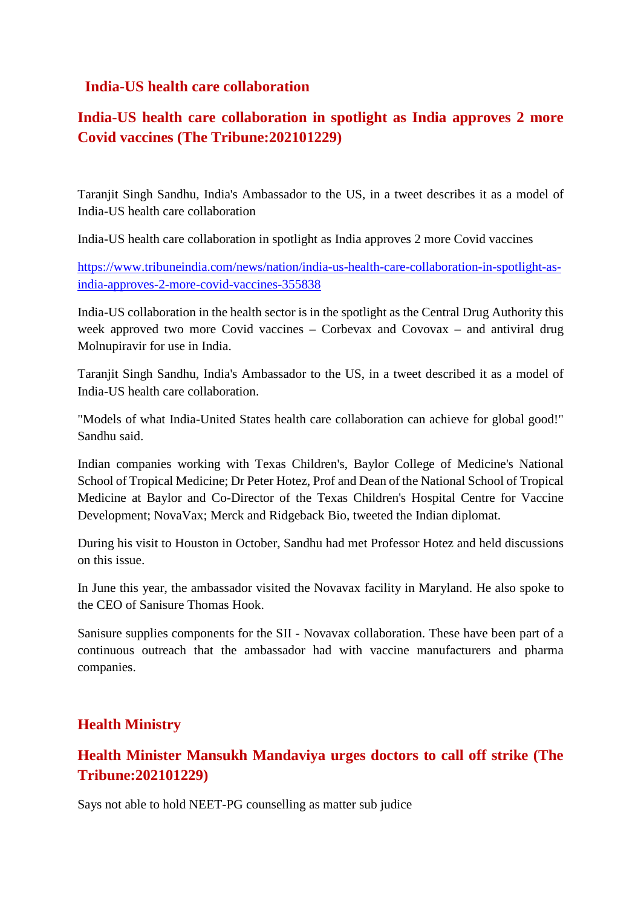## India-US health care collaboration

## India-US health care collaboration in spotlight as India approves 2 more Covid vaccines (The Tribune:202101229)

Taranjit Singh Sandhu, India's Ambassador to the US, in a tweet describes it as a model of India-US health care collaboration

India-US health care collaboration in spotlight as India approves 2 more Covid vaccines

https://www.tribuneindia.com/news/nation/india-us-health-care-collaboration-in-spotlight-as-india-approves-2-more-covid-vaccines-355838

India-US collaboration in the health sector is in the spotlight as the Central Drug Authority this week approved two more Covid vaccines – Corbevax and Covovax – and antiviral drug Molnupiravir for use in India.

Taranjit Singh Sandhu, India's Ambassador to the US, in a tweet described it as a model of India-US health care collaboration.

"Models of what India-United States health care collaboration can achieve for global good!" Sandhu said.

Indian companies working with Texas Children's, Baylor College of Medicine's National School of Tropical Medicine; Dr Peter Hotez, Prof and Dean of the National School of Tropical Medicine at Baylor and Co-Director of the Texas Children's Hospital Centre for Vaccine Development; NovaVax; Merck and Ridgeback Bio, tweeted the Indian diplomat.

During his visit to Houston in October, Sandhu had met Professor Hotez and held discussions on this issue.

In June this year, the ambassador visited the Novavax facility in Maryland. He also spoke to the CEO of Sanisure Thomas Hook.

Sanisure supplies components for the SII - Novavax collaboration. These have been part of a continuous outreach that the ambassador had with vaccine manufacturers and pharma companies.

## Health Ministry

## Health Minister Mansukh Mandaviya urges doctors to call off strike (The Tribune:202101229)

Says not able to hold NEET-PG counselling as matter sub judice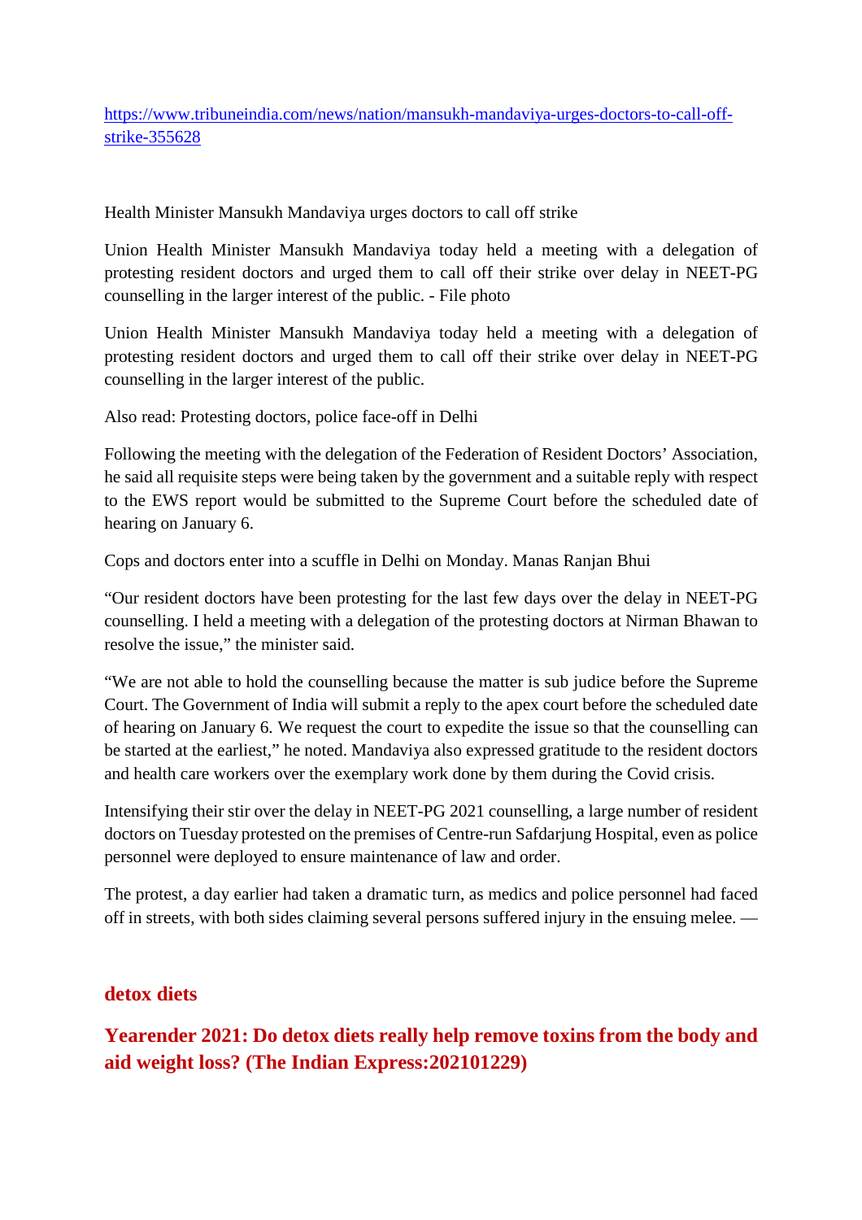https://www.tribuneindia.com/news/nation/mansukh-mandaviya-urges-doctors-to-call-off-strike-355628

Health Minister Mansukh Mandaviya urges doctors to call off strike

Union Health Minister Mansukh Mandaviya today held a meeting with a delegation of protesting resident doctors and urged them to call off their strike over delay in NEET-PG counselling in the larger interest of the public. - File photo

Union Health Minister Mansukh Mandaviya today held a meeting with a delegation of protesting resident doctors and urged them to call off their strike over delay in NEET-PG counselling in the larger interest of the public.

Also read: Protesting doctors, police face-off in Delhi

Following the meeting with the delegation of the Federation of Resident Doctors' Association, he said all requisite steps were being taken by the government and a suitable reply with respect to the EWS report would be submitted to the Supreme Court before the scheduled date of hearing on January 6.

Cops and doctors enter into a scuffle in Delhi on Monday. Manas Ranjan Bhui

"Our resident doctors have been protesting for the last few days over the delay in NEET-PG counselling. I held a meeting with a delegation of the protesting doctors at Nirman Bhawan to resolve the issue," the minister said.

"We are not able to hold the counselling because the matter is sub judice before the Supreme Court. The Government of India will submit a reply to the apex court before the scheduled date of hearing on January 6. We request the court to expedite the issue so that the counselling can be started at the earliest," he noted. Mandaviya also expressed gratitude to the resident doctors and health care workers over the exemplary work done by them during the Covid crisis.

Intensifying their stir over the delay in NEET-PG 2021 counselling, a large number of resident doctors on Tuesday protested on the premises of Centre-run Safdarjung Hospital, even as police personnel were deployed to ensure maintenance of law and order.

The protest, a day earlier had taken a dramatic turn, as medics and police personnel had faced off in streets, with both sides claiming several persons suffered injury in the ensuing melee. —

## detox diets

## Yearender 2021: Do detox diets really help remove toxins from the body and aid weight loss? (The Indian Express:202101229)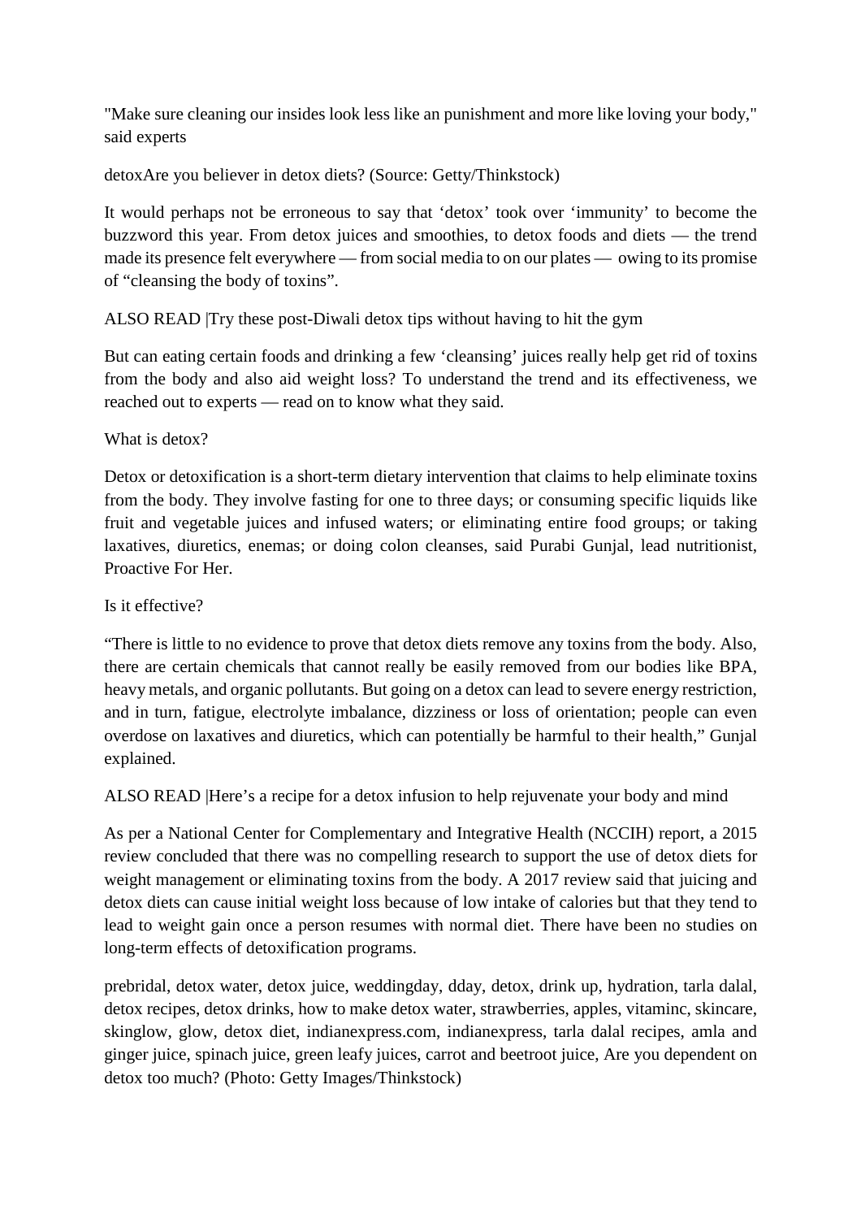"Make sure cleaning our insides look less like an punishment and more like loving your body," said experts

detoxAre you believer in detox diets? (Source: Getty/Thinkstock)

It would perhaps not be erroneous to say that 'detox' took over 'immunity' to become the buzzword this year. From detox juices and smoothies, to detox foods and diets — the trend made its presence felt everywhere — from social media to on our plates — owing to its promise of "cleansing the body of toxins".

ALSO READ |Try these post-Diwali detox tips without having to hit the gym

But can eating certain foods and drinking a few 'cleansing' juices really help get rid of toxins from the body and also aid weight loss? To understand the trend and its effectiveness, we reached out to experts — read on to know what they said.

What is detox?

Detox or detoxification is a short-term dietary intervention that claims to help eliminate toxins from the body. They involve fasting for one to three days; or consuming specific liquids like fruit and vegetable juices and infused waters; or eliminating entire food groups; or taking laxatives, diuretics, enemas; or doing colon cleanses, said Purabi Gunjal, lead nutritionist, Proactive For Her.

Is it effective?

"There is little to no evidence to prove that detox diets remove any toxins from the body. Also, there are certain chemicals that cannot really be easily removed from our bodies like BPA, heavy metals, and organic pollutants. But going on a detox can lead to severe energy restriction, and in turn, fatigue, electrolyte imbalance, dizziness or loss of orientation; people can even overdose on laxatives and diuretics, which can potentially be harmful to their health," Gunjal explained.

ALSO READ |Here's a recipe for a detox infusion to help rejuvenate your body and mind

As per a National Center for Complementary and Integrative Health (NCCIH) report, a 2015 review concluded that there was no compelling research to support the use of detox diets for weight management or eliminating toxins from the body. A 2017 review said that juicing and detox diets can cause initial weight loss because of low intake of calories but that they tend to lead to weight gain once a person resumes with normal diet. There have been no studies on long-term effects of detoxification programs.

prebridal, detox water, detox juice, weddingday, dday, detox, drink up, hydration, tarla dalal, detox recipes, detox drinks, how to make detox water, strawberries, apples, vitaminc, skincare, skinglow, glow, detox diet, indianexpress.com, indianexpress, tarla dalal recipes, amla and ginger juice, spinach juice, green leafy juices, carrot and beetroot juice, Are you dependent on detox too much? (Photo: Getty Images/Thinkstock)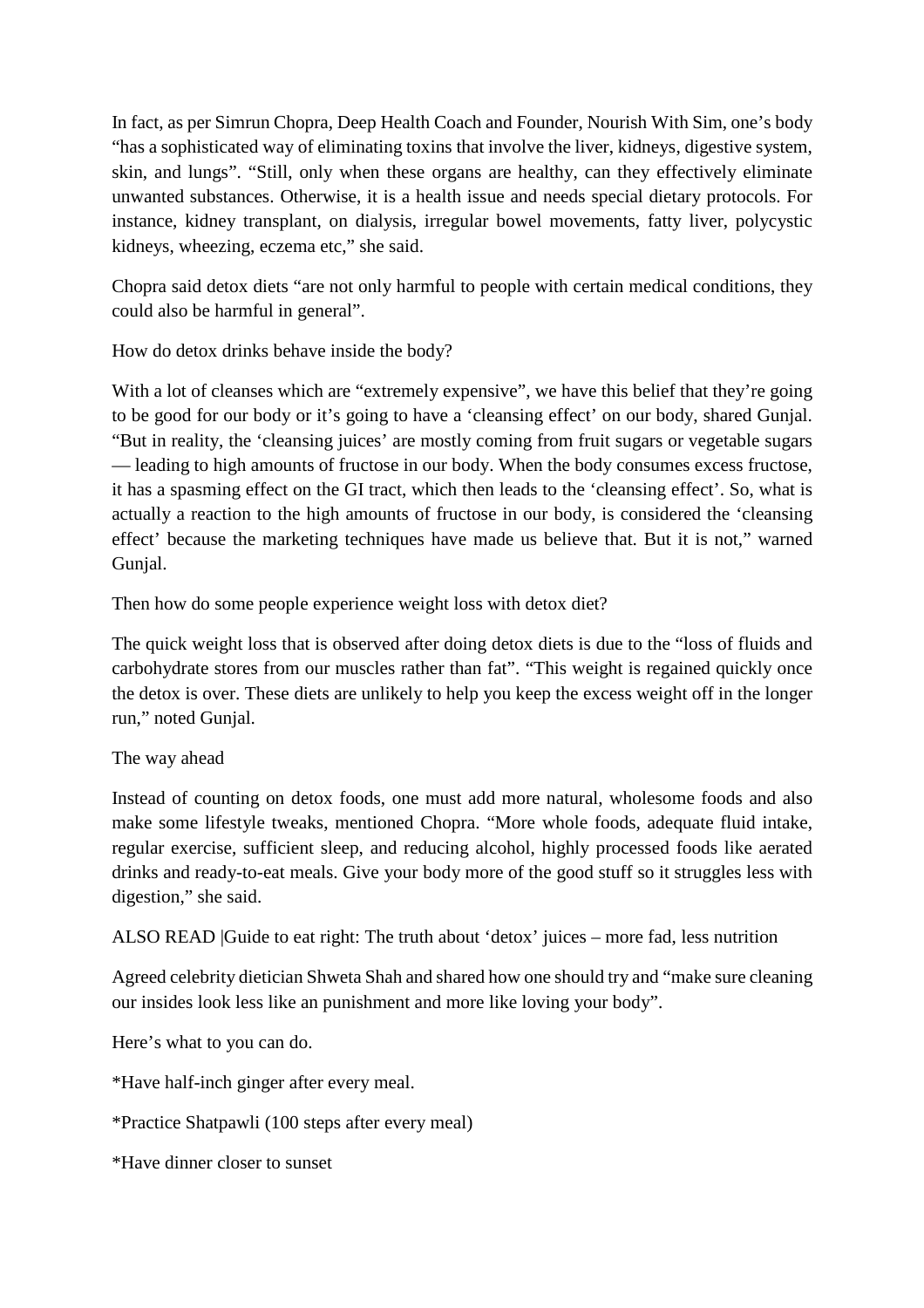In fact, as per Simrun Chopra, Deep Health Coach and Founder, Nourish With Sim, one's body "has a sophisticated way of eliminating toxins that involve the liver, kidneys, digestive system, skin, and lungs". "Still, only when these organs are healthy, can they effectively eliminate unwanted substances. Otherwise, it is a health issue and needs special dietary protocols. For instance, kidney transplant, on dialysis, irregular bowel movements, fatty liver, polycystic kidneys, wheezing, eczema etc," she said.

Chopra said detox diets "are not only harmful to people with certain medical conditions, they could also be harmful in general".

How do detox drinks behave inside the body?

With a lot of cleanses which are "extremely expensive", we have this belief that they're going to be good for our body or it's going to have a 'cleansing effect' on our body, shared Gunjal. "But in reality, the 'cleansing juices' are mostly coming from fruit sugars or vegetable sugars — leading to high amounts of fructose in our body. When the body consumes excess fructose, it has a spasming effect on the GI tract, which then leads to the 'cleansing effect'. So, what is actually a reaction to the high amounts of fructose in our body, is considered the 'cleansing effect' because the marketing techniques have made us believe that. But it is not," warned Gunjal.

Then how do some people experience weight loss with detox diet?

The quick weight loss that is observed after doing detox diets is due to the "loss of fluids and carbohydrate stores from our muscles rather than fat". "This weight is regained quickly once the detox is over. These diets are unlikely to help you keep the excess weight off in the longer run," noted Gunjal.

The way ahead

Instead of counting on detox foods, one must add more natural, wholesome foods and also make some lifestyle tweaks, mentioned Chopra. "More whole foods, adequate fluid intake, regular exercise, sufficient sleep, and reducing alcohol, highly processed foods like aerated drinks and ready-to-eat meals. Give your body more of the good stuff so it struggles less with digestion," she said.

ALSO READ |Guide to eat right: The truth about 'detox' juices – more fad, less nutrition

Agreed celebrity dietician Shweta Shah and shared how one should try and "make sure cleaning our insides look less like an punishment and more like loving your body".

Here's what to you can do.

*Have half-inch ginger after every meal.

*Practice Shatpawli (100 steps after every meal)

*Have dinner closer to sunset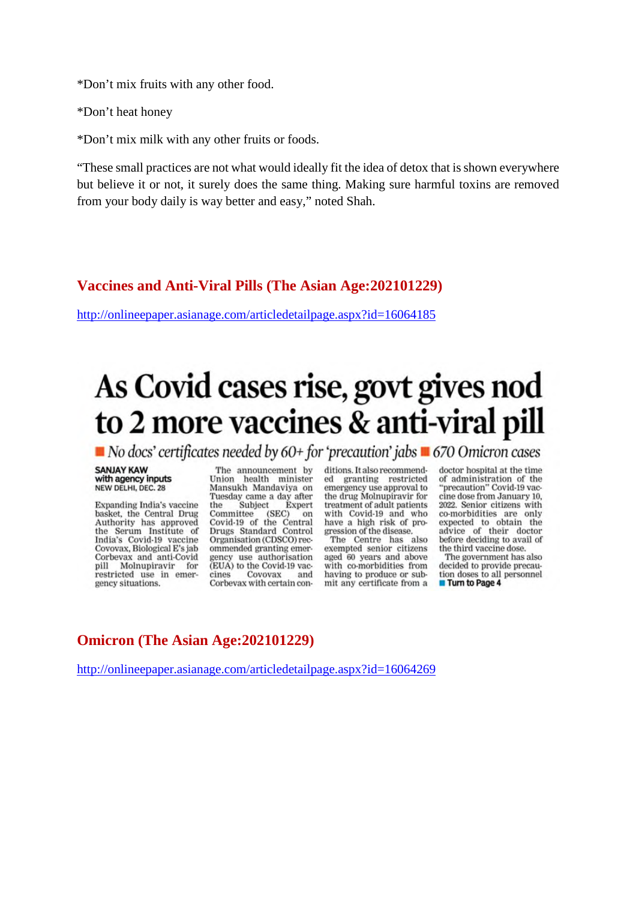*Don't mix fruits with any other food.

*Don't heat honey

*Don't mix milk with any other fruits or foods.

"These small practices are not what would ideally fit the idea of detox that is shown everywhere but believe it or not, it surely does the same thing. Making sure harmful toxins are removed from your body daily is way better and easy," noted Shah.

## Vaccines and Anti-Viral Pills (The Asian Age:202101229)

http://onlineepaper.asianage.com/articledetailpage.aspx?id=16064185

# As Covid cases rise, govt gives nod to 2 more vaccines & anti-viral pill

*No docs' certificates needed by 60+ for 'precaution' jabs ■ 670 Omicron cases*

**SANJAY KAW**
**with agency inputs**
**NEW DELHI, DEC. 28**

Expanding India's vaccine basket, the Central Drug Authority has approved the Serum Institute of India's Covid-19 vaccine Covovax, Biological E's jab Corbevax and anti-Covid pill Molnupiravir for restricted use in emergency situations.

The announcement by Union health minister Mansukh Mandaviya on Tuesday came a day after the Subject Expert Committee (SEC) on Covid-19 of the Central Drugs Standard Control Organisation (CDSCO) recommended granting emergency use authorisation (EUA) to the Covid-19 vaccines Covovax and Corbevax with certain conditions. It also recommended granting restricted emergency use approval to the drug Molnupiravir for treatment of adult patients with Covid-19 and who have a high risk of progression of the disease.

The Centre has also exempted senior citizens aged 60 years and above with co-morbidities from having to produce or submit any certificate from a doctor hospital at the time of administration of the "precaution" Covid-19 vaccine dose from January 10, 2022. Senior citizens with co-morbidities are only expected to obtain the advice of their doctor before deciding to avail of the third vaccine dose.

The government has also decided to provide precaution doses to all personnel

■ **Turn to Page 4**

## Omicron (The Asian Age:202101229)

http://onlineepaper.asianage.com/articledetailpage.aspx?id=16064269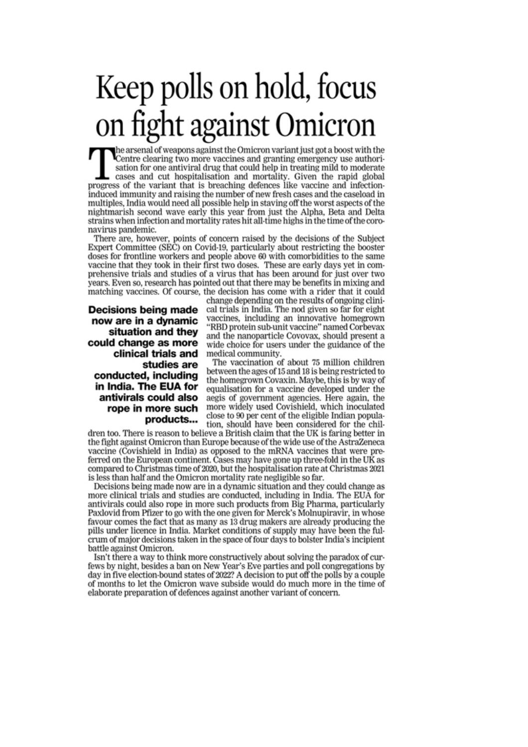# Keep polls on hold, focus on fight against Omicron

The arsenal of weapons against the Omicron variant just got a boost with the Centre clearing two more vaccines and granting emergency use authorisation for one antiviral drug that could help in treating mild to moderate cases and cut hospitalisation and mortality. Given the rapid global progress of the variant that is breaching defences like vaccine and infection-induced immunity and raising the number of new fresh cases and the caseload in multiples, India would need all possible help in staving off the worst aspects of the nightmarish second wave early this year from just the Alpha, Beta and Delta strains when infection and mortality rates hit all-time highs in the time of the coronavirus pandemic.

There are, however, points of concern raised by the decisions of the Subject Expert Committee (SEC) on Covid-19, particularly about restricting the booster doses for frontline workers and people above 60 with comorbidities to the same vaccine that they took in their first two doses. These are early days yet in comprehensive trials and studies of a virus that has been around for just over two years. Even so, research has pointed out that there may be benefits in mixing and matching vaccines. Of course, the decision has come with a rider that it could change depending on the results of ongoing clinical trials in India. The nod given so far for eight vaccines, including an innovative homegrown "RBD protein sub-unit vaccine" named Corbevax and the nanoparticle Covovax, should present a wide choice for users under the guidance of the medical community.

**Decisions being made now are in a dynamic situation and they could change as more clinical trials and studies are conducted, including in India. The EUA for antivirals could also rope in more such products...**

The vaccination of about 75 million children between the ages of 15 and 18 is being restricted to the homegrown Covaxin. Maybe, this is by way of equalisation for a vaccine developed under the aegis of government agencies. Here again, the more widely used Covishield, which inoculated close to 90 per cent of the eligible Indian population, should have been considered for the children too. There is reason to believe a British claim that the UK is faring better in the fight against Omicron than Europe because of the wide use of the AstraZeneca vaccine (Covishield in India) as opposed to the mRNA vaccines that were preferred on the European continent. Cases may have gone up three-fold in the UK as compared to Christmas time of 2020, but the hospitalisation rate at Christmas 2021 is less than half and the Omicron mortality rate negligible so far.

Decisions being made now are in a dynamic situation and they could change as more clinical trials and studies are conducted, including in India. The EUA for antivirals could also rope in more such products from Big Pharma, particularly Paxlovid from Pfizer to go with the one given for Merck's Molnupiravir, in whose favour comes the fact that as many as 13 drug makers are already producing the pills under licence in India. Market conditions of supply may have been the fulcrum of major decisions taken in the space of four days to bolster India's incipient battle against Omicron.

Isn't there a way to think more constructively about solving the paradox of curfews by night, besides a ban on New Year's Eve parties and poll congregations by day in five election-bound states of 2022? A decision to put off the polls by a couple of months to let the Omicron wave subside would do much more in the time of elaborate preparation of defences against another variant of concern.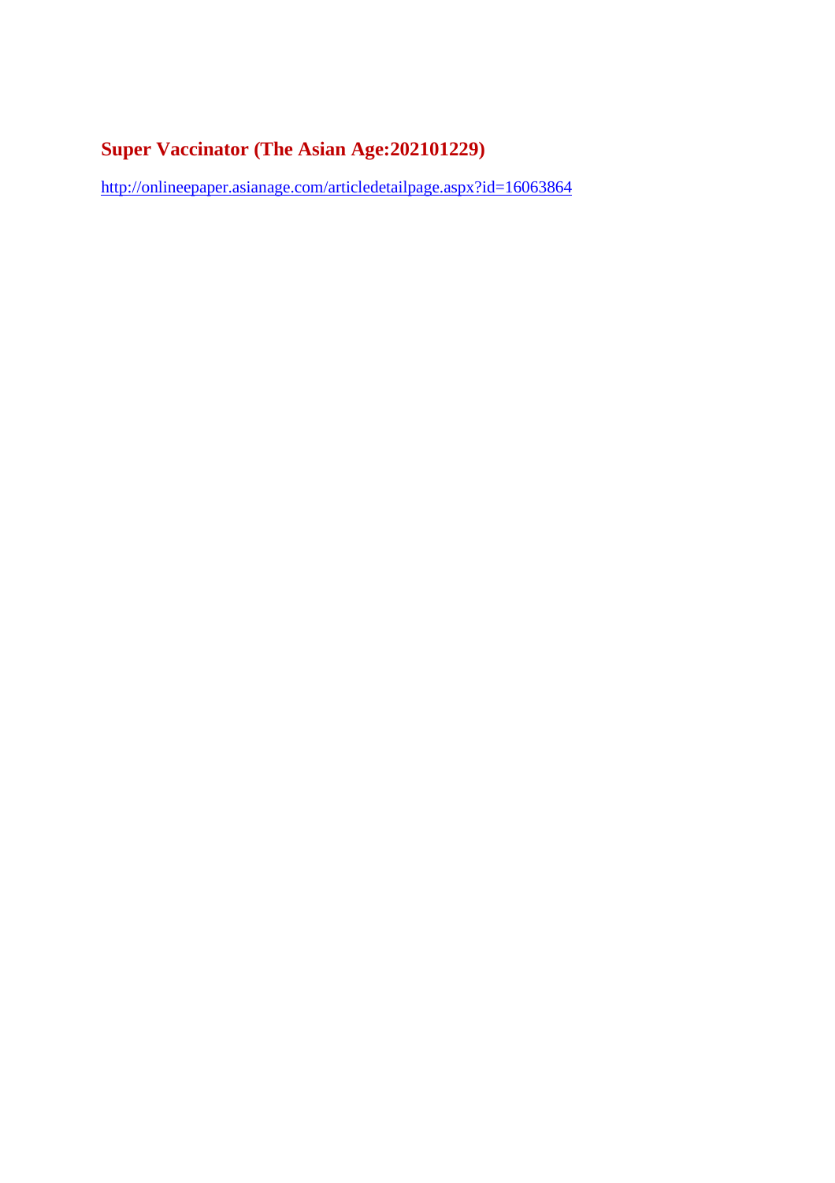## Super Vaccinator (The Asian Age:202101229)

http://onlineepaper.asianage.com/articledetailpage.aspx?id=16063864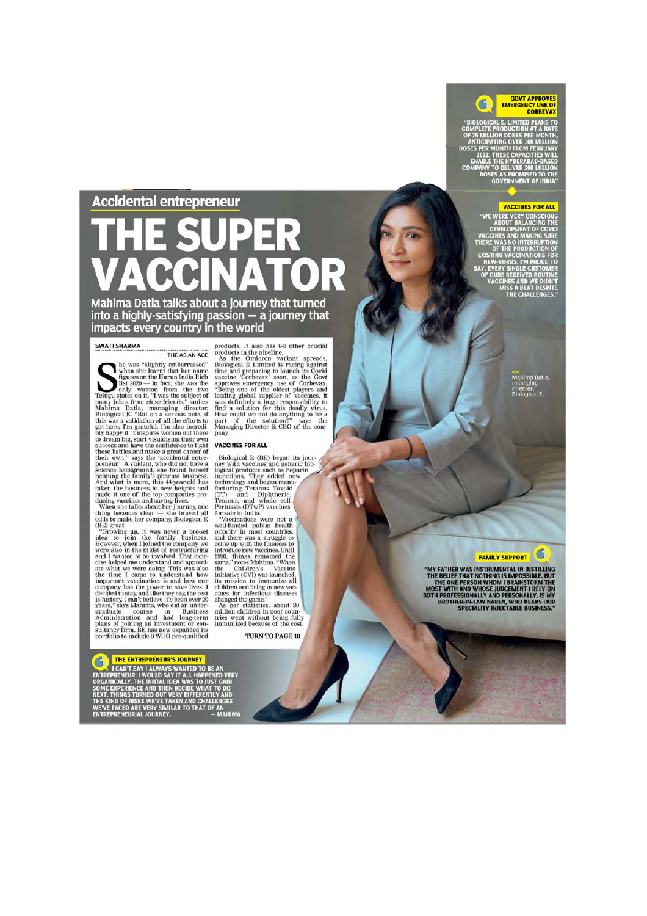## Accidental entrepreneur

# THE SUPER VACCINATOR

**Mahima Datla talks about a journey that turned into a highly-satisfying passion — a journey that impacts every country in the world**

**SWATI SHARMA**
THE ASIAN AGE

She was "slightly embarrassed" when she learnt that her name figures on the Hurun India Rich list 2020 — in fact, she was the only woman from the two Telugu states on it. "I was the subject of many jokes from close friends," smiles Mahima Datla, managing director, Biological E. "But on a serious note, if this was a validation of all the efforts to get here, I'm grateful. I'm also incredibly happy if it inspires women out there to dream big, start visualising their own success and have the confidence to fight those battles and make a great career of their own," says the 'accidental entrepreneur.' A student, who did not have a science background, she found herself helming the family's pharma business. And what is more, this 44-year-old has taken the business to new heights and made it one of the top companies producing vaccines and saving lives.

When she talks about her journey, one thing becomes clear — she braved all odds to make her company, Biological E (BE) great.

"Growing up, it was never a pre-set idea to join the family business. However, when I joined the company, we were also in the midst of restructuring and I wanted to be involved. That exercise helped me understand and appreciate what we were doing. This was also the time I came to understand how important vaccination is and how our company has the power to save lives. I decided to stay, and like they say, the rest is history. I can't believe it's been over 20 years," says Mahima, who did an undergraduate course in Business Administration and had long-term plans of joining an investment or consultancy firm. BE has now expanded its portfolio to include 8 WHO pre-qualified products. It also has 6-8 other crucial products in the pipeline.

As the Omicron variant spreads, Biological E Limited is racing against time and preparing to launch its Covid vaccine 'Corbevax' soon, as the Govt approves emergency use of Corbevax. "Being one of the oldest players and leading global supplier of vaccines, it was definitely a huge responsibility to find a solution for this deadly virus. How could we not do anything to be a part of the solution?" says the Managing Director & CEO of the company.

### VACCINES FOR ALL

Biological E (BE) began its journey with vaccines and generic biological products such as heparin injections. They added new technology and began manufacturing Tetanus Toxoid (TT) and Diphtheria, Tetanus, and whole cell Pertussis (DTwP) vaccines for sale in India.

"Vaccinations were not a well-funded public health priority in most countries, and there was a struggle to come up with the finances to introduce new vaccines. Until 1990, things remained the same," notes Mahima. "When the Children's Vaccine Initiative (CVI) was launched, its mission to immunize all children and bring in new vaccines for infectious diseases changed the game."

As per statistics, about 30 million children in poor countries went without being fully immunized because of the cost.

TURN TO PAGE 10

**GOVT APPROVES EMERGENCY USE OF CORBEVAX**

"BIOLOGICAL E. LIMITED PLANS TO COMPLETE PRODUCTION AT A RATE OF 75 MILLION DOSES PER MONTH, ANTICIPATING OVER 100 MILLION DOSES PER MONTH FROM FEBRUARY 2022. THESE CAPACITIES WILL ENABLE THE HYDERABAD-BASED COMPANY TO DELIVER 300 MILLION DOSES AS PROMISED TO THE GOVERNMENT OF INDIA"

**VACCINES FOR ALL**

"WE WERE VERY CONSCIOUS ABOUT BALANCING THE DEVELOPMENT OF COVID VACCINES AND MAKING SURE THERE WAS NO INTERRUPTION OF THE PRODUCTION OF EXISTING VACCINATIONS FOR NEW-BORNS. I'M PROUD TO SAY, EVERY SINGLE CUSTOMER OF OURS RECEIVED ROUTINE VACCINES AND WE DIDN'T MISS A BEAT DESPITE THE CHALLENGES."

<< Mahima Datla, managing director, Biological E.

**FAMILY SUPPORT**

"MY FATHER WAS INSTRUMENTAL IN INSTILLING THE BELIEF THAT NOTHING IS IMPOSSIBLE. BUT THE ONE PERSON WHOM I BRAINSTORM THE MOST WITH AND WHOSE JUDGEMENT I RELY ON BOTH PROFESSIONALLY AND PERSONALLY, IS MY BROTHER-IN-LAW NAREN, WHO HEADS OUR SPECIALITY INJECTABLE BUSINESS."

**THE ENTREPRENEUR'S JOURNEY**

I CAN'T SAY I ALWAYS WANTED TO BE AN ENTREPRENEUR; I WOULD SAY IT ALL HAPPENED VERY ORGANICALLY. THE INITIAL IDEA WAS TO JUST GAIN SOME EXPERIENCE AND THEN DECIDE WHAT TO DO NEXT. THINGS TURNED OUT VERY DIFFERENTLY AND THE KIND OF RISKS WE'VE TAKEN AND CHALLENGES WE'VE FACED ARE VERY SIMILAR TO THAT OF AN ENTREPRENEURIAL JOURNEY. — MAHIMA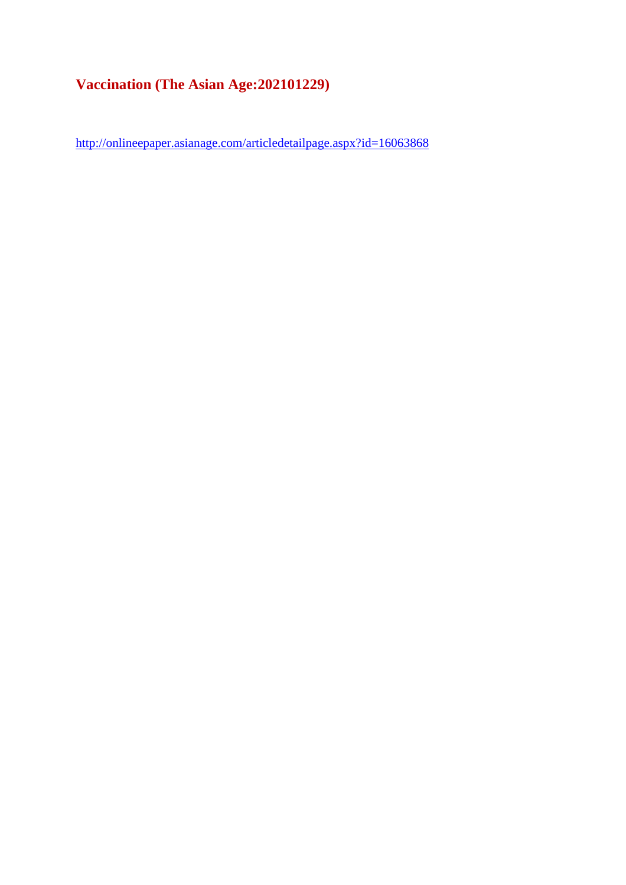# Vaccination (The Asian Age:202101229)

http://onlineepaper.asianage.com/articledetailpage.aspx?id=16063868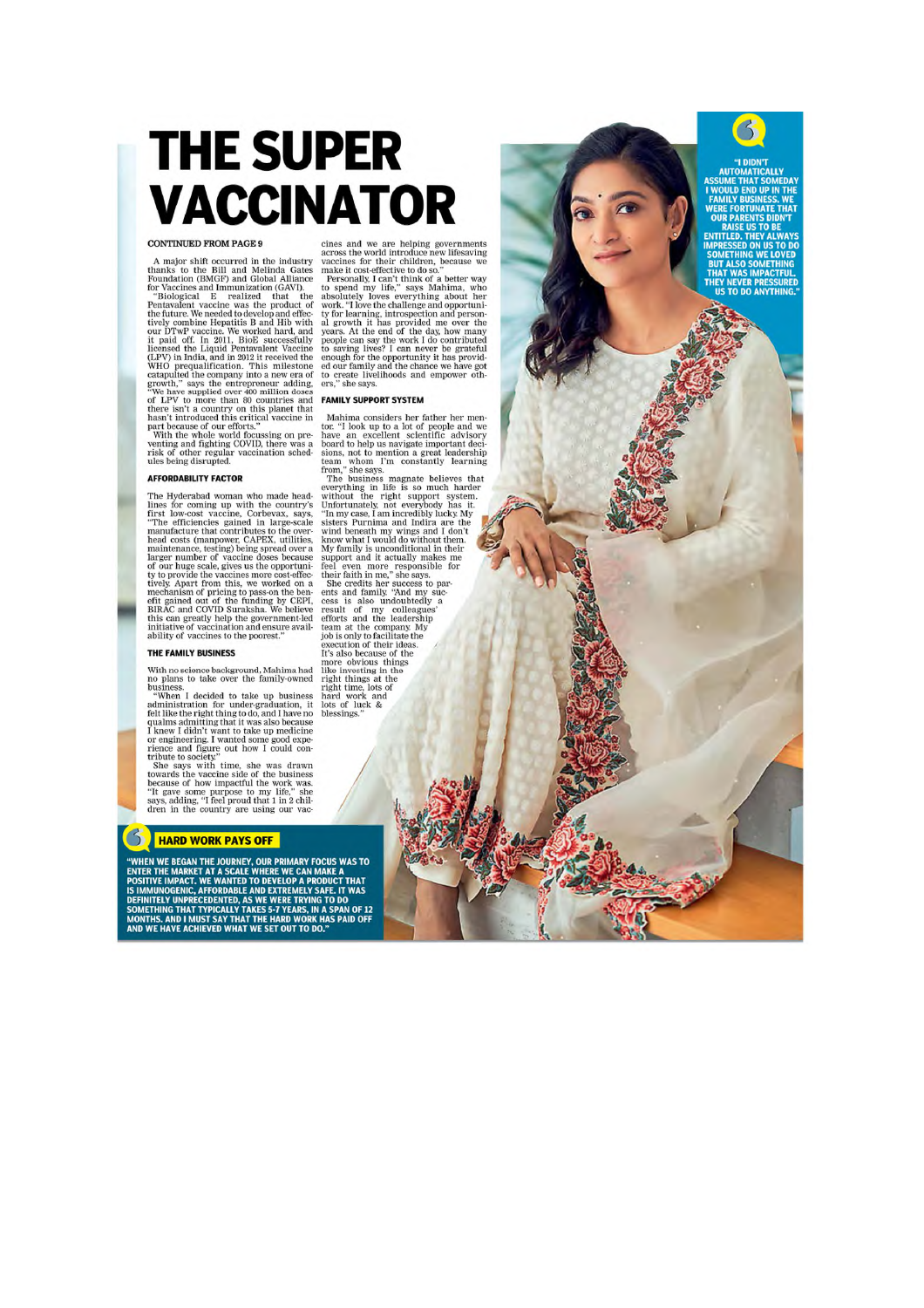# THE SUPER VACCINATOR

CONTINUED FROM PAGE 9

A major shift occurred in the industry thanks to the Bill and Melinda Gates Foundation (BMGF) and Global Alliance for Vaccines and Immunization (GAVI).

"Biological E realized that the Pentavalent vaccine was the product of the future. We needed to develop and effectively combine Hepatitis B and Hib with our DTwP vaccine. We worked hard, and it paid off. In 2011, BioE successfully licensed the Liquid Pentavalent Vaccine (LPV) in India, and in 2012 it received the WHO prequalification. This milestone catapulted the company into a new era of growth," says the entrepreneur adding, "We have supplied over 400 million doses of LPV to more than 80 countries and there isn't a country on this planet that hasn't introduced this critical vaccine in part because of our efforts."

With the whole world focussing on preventing and fighting COVID, there was a risk of other regular vaccination schedules being disrupted.

### AFFORDABILITY FACTOR

The Hyderabad woman who made headlines for coming up with the country's first low-cost vaccine, Corbevax, says, "The efficiencies gained in large-scale manufacture that contributes to the overhead costs (manpower, CAPEX, utilities, maintenance, testing) being spread over a larger number of vaccine doses because of our huge scale, gives us the opportunity to provide the vaccines more cost-effectively. Apart from this, we worked on a mechanism of pricing to pass-on the benefit gained out of the funding by CEPI, BIRAC and COVID Suraksha. We believe this can greatly help the government-led initiative of vaccination and ensure availability of vaccines to the poorest."

### THE FAMILY BUSINESS

With no science background, Mahima had no plans to take over the family-owned business.

"When I decided to take up business administration for under-graduation, it felt like the right thing to do, and I have no qualms admitting that it was also because I knew I didn't want to take up medicine or engineering. I wanted some good experience and figure out how I could contribute to society."

She says with time, she was drawn towards the vaccine side of the business because of how impactful the work was. "It gave some purpose to my life," she says, adding, "I feel proud that 1 in 2 children in the country are using our vaccines and we are helping governments across the world introduce new lifesaving vaccines for their children, because we make it cost-effective to do so."

Personally, I can't think of a better way to spend my life," says Mahima, who absolutely loves everything about her work. "I love the challenge and opportunity for learning, introspection and personal growth it has provided me over the years. At the end of the day, how many people can say the work I do contributed to saving lives? I can never be grateful enough for the opportunity it has provided our family and the chance we have got to create livelihoods and empower others," she says.

### FAMILY SUPPORT SYSTEM

Mahima considers her father her mentor. "I look up to a lot of people and we have an excellent scientific advisory board to help us navigate important decisions, not to mention a great leadership team whom I'm constantly learning from," she says.

The business magnate believes that everything in life is so much harder without the right support system. Unfortunately, not everybody has it. "In my case, I am incredibly lucky. My sisters Purnima and Indira are the wind beneath my wings and I don't know what I would do without them. My family is unconditional in their support and it actually makes me feel even more responsible for their faith in me," she says.

She credits her success to parents and family. "And my success is also undoubtedly a result of my colleagues' efforts and the leadership team at the company. My job is only to facilitate the execution of their ideas. It's also because of the more obvious things like investing in the right things at the right time, lots of hard work and lots of luck & blessings."

> "I DIDN'T AUTOMATICALLY ASSUME THAT SOMEDAY I WOULD END UP IN THE FAMILY BUSINESS. WE WERE FORTUNATE THAT OUR PARENTS DIDN'T RAISE US TO BE ENTITLED. THEY ALWAYS IMPRESSED ON US TO DO SOMETHING WE LOVED BUT ALSO SOMETHING THAT WAS IMPACTFUL. THEY NEVER PRESSURED US TO DO ANYTHING."

### HARD WORK PAYS OFF

> "WHEN WE BEGAN THE JOURNEY, OUR PRIMARY FOCUS WAS TO ENTER THE MARKET AT A SCALE WHERE WE CAN MAKE A POSITIVE IMPACT. WE WANTED TO DEVELOP A PRODUCT THAT IS IMMUNOGENIC, AFFORDABLE AND EXTREMELY SAFE. IT WAS DEFINITELY UNPRECEDENTED, AS WE WERE TRYING TO DO SOMETHING THAT TYPICALLY TAKES 5-7 YEARS, IN A SPAN OF 12 MONTHS. AND I MUST SAY THAT THE HARD WORK HAS PAID OFF AND WE HAVE ACHIEVED WHAT WE SET OUT TO DO."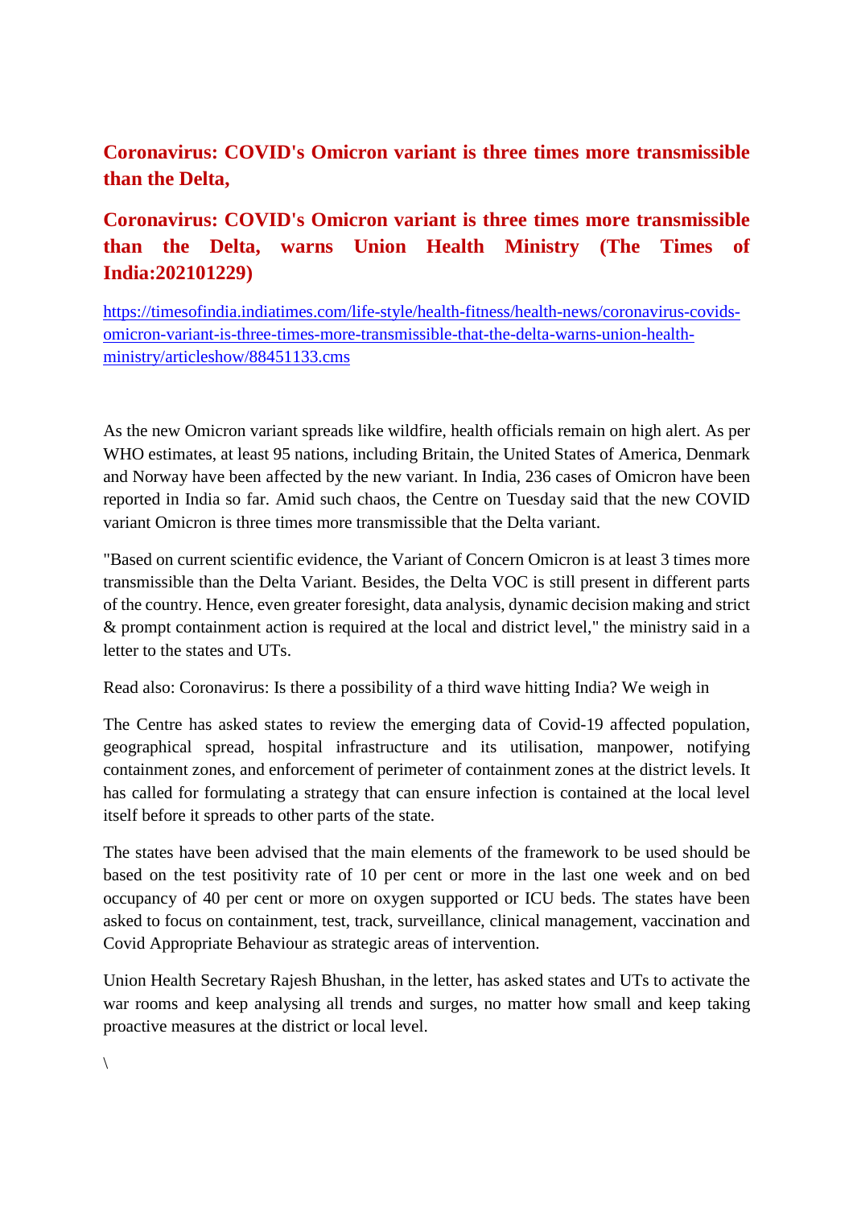## Coronavirus: COVID's Omicron variant is three times more transmissible than the Delta,

## Coronavirus: COVID's Omicron variant is three times more transmissible than the Delta, warns Union Health Ministry (The Times of India:202101229)

https://timesofindia.indiatimes.com/life-style/health-fitness/health-news/coronavirus-covids-omicron-variant-is-three-times-more-transmissible-that-the-delta-warns-union-health-ministry/articleshow/88451133.cms

As the new Omicron variant spreads like wildfire, health officials remain on high alert. As per WHO estimates, at least 95 nations, including Britain, the United States of America, Denmark and Norway have been affected by the new variant. In India, 236 cases of Omicron have been reported in India so far. Amid such chaos, the Centre on Tuesday said that the new COVID variant Omicron is three times more transmissible that the Delta variant.

"Based on current scientific evidence, the Variant of Concern Omicron is at least 3 times more transmissible than the Delta Variant. Besides, the Delta VOC is still present in different parts of the country. Hence, even greater foresight, data analysis, dynamic decision making and strict & prompt containment action is required at the local and district level," the ministry said in a letter to the states and UTs.

Read also: Coronavirus: Is there a possibility of a third wave hitting India? We weigh in

The Centre has asked states to review the emerging data of Covid-19 affected population, geographical spread, hospital infrastructure and its utilisation, manpower, notifying containment zones, and enforcement of perimeter of containment zones at the district levels. It has called for formulating a strategy that can ensure infection is contained at the local level itself before it spreads to other parts of the state.

The states have been advised that the main elements of the framework to be used should be based on the test positivity rate of 10 per cent or more in the last one week and on bed occupancy of 40 per cent or more on oxygen supported or ICU beds. The states have been asked to focus on containment, test, track, surveillance, clinical management, vaccination and Covid Appropriate Behaviour as strategic areas of intervention.

Union Health Secretary Rajesh Bhushan, in the letter, has asked states and UTs to activate the war rooms and keep analysing all trends and surges, no matter how small and keep taking proactive measures at the district or local level.

\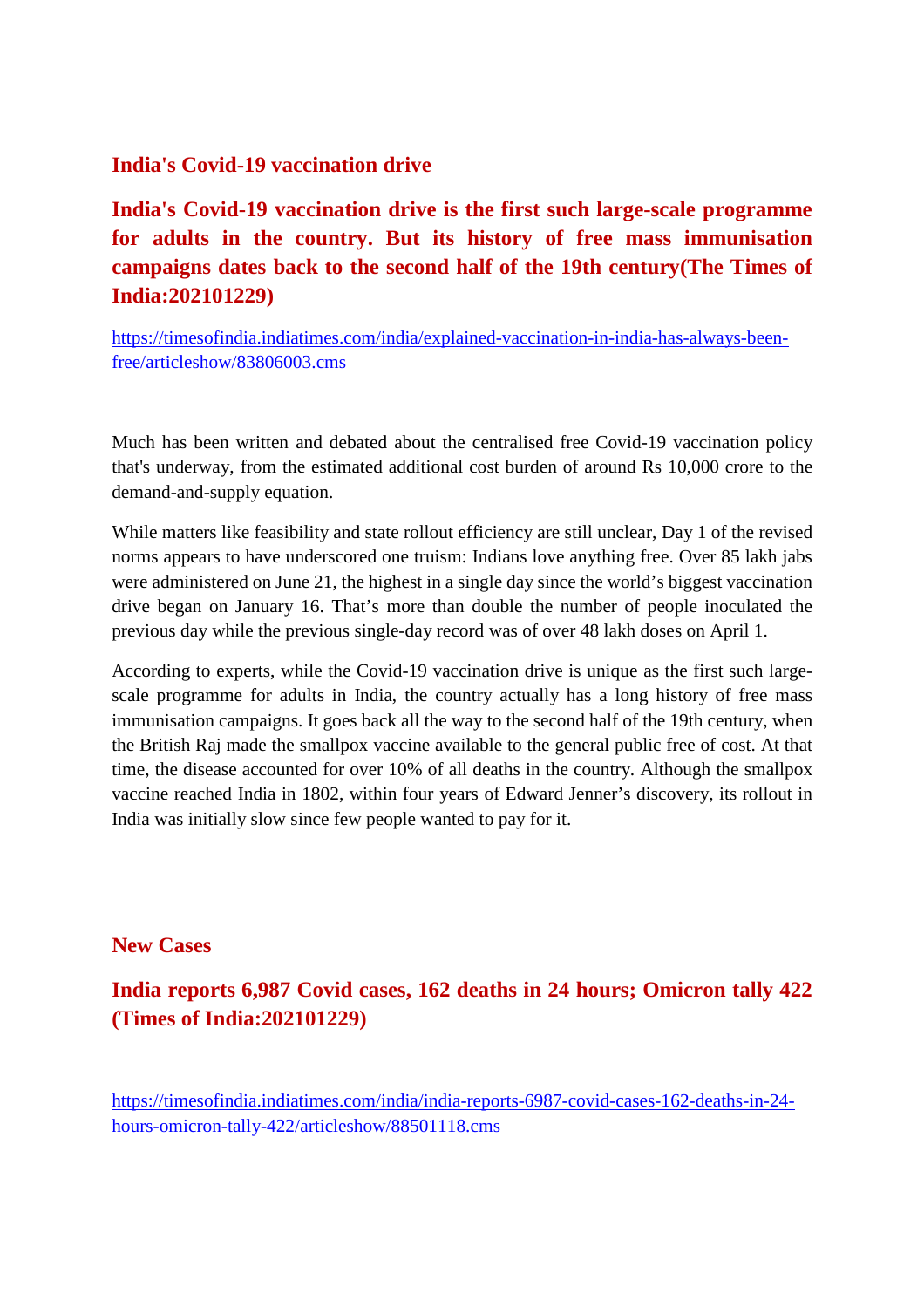## India's Covid-19 vaccination drive

### India's Covid-19 vaccination drive is the first such large-scale programme for adults in the country. But its history of free mass immunisation campaigns dates back to the second half of the 19th century(The Times of India:202101229)

https://timesofindia.indiatimes.com/india/explained-vaccination-in-india-has-always-been-free/articleshow/83806003.cms

Much has been written and debated about the centralised free Covid-19 vaccination policy that's underway, from the estimated additional cost burden of around Rs 10,000 crore to the demand-and-supply equation.

While matters like feasibility and state rollout efficiency are still unclear, Day 1 of the revised norms appears to have underscored one truism: Indians love anything free. Over 85 lakh jabs were administered on June 21, the highest in a single day since the world's biggest vaccination drive began on January 16. That's more than double the number of people inoculated the previous day while the previous single-day record was of over 48 lakh doses on April 1.

According to experts, while the Covid-19 vaccination drive is unique as the first such large-scale programme for adults in India, the country actually has a long history of free mass immunisation campaigns. It goes back all the way to the second half of the 19th century, when the British Raj made the smallpox vaccine available to the general public free of cost. At that time, the disease accounted for over 10% of all deaths in the country. Although the smallpox vaccine reached India in 1802, within four years of Edward Jenner's discovery, its rollout in India was initially slow since few people wanted to pay for it.

## New Cases

### India reports 6,987 Covid cases, 162 deaths in 24 hours; Omicron tally 422 (Times of India:202101229)

https://timesofindia.indiatimes.com/india/india-reports-6987-covid-cases-162-deaths-in-24-hours-omicron-tally-422/articleshow/88501118.cms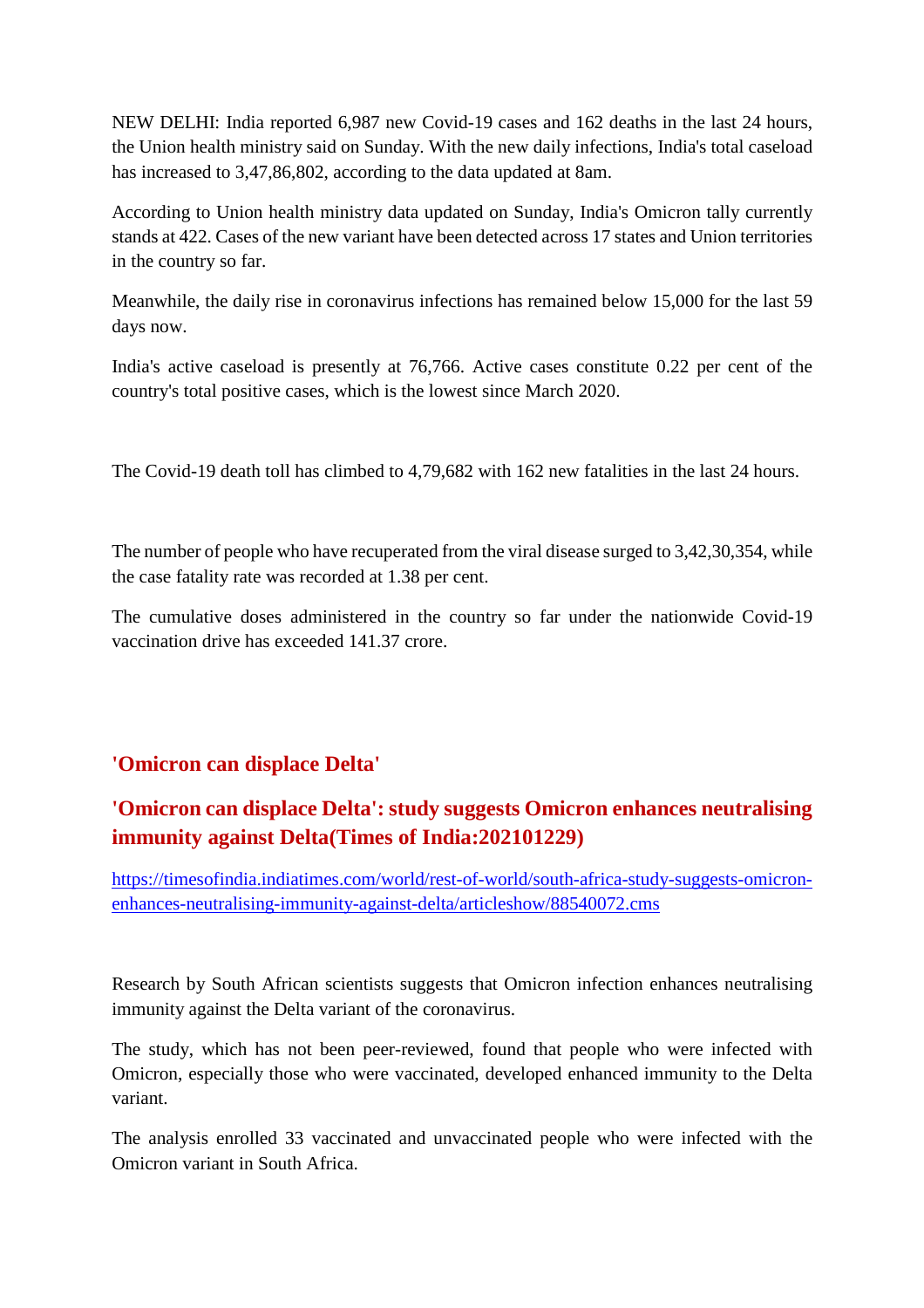NEW DELHI: India reported 6,987 new Covid-19 cases and 162 deaths in the last 24 hours, the Union health ministry said on Sunday. With the new daily infections, India's total caseload has increased to 3,47,86,802, according to the data updated at 8am.

According to Union health ministry data updated on Sunday, India's Omicron tally currently stands at 422. Cases of the new variant have been detected across 17 states and Union territories in the country so far.

Meanwhile, the daily rise in coronavirus infections has remained below 15,000 for the last 59 days now.

India's active caseload is presently at 76,766. Active cases constitute 0.22 per cent of the country's total positive cases, which is the lowest since March 2020.

The Covid-19 death toll has climbed to 4,79,682 with 162 new fatalities in the last 24 hours.

The number of people who have recuperated from the viral disease surged to 3,42,30,354, while the case fatality rate was recorded at 1.38 per cent.

The cumulative doses administered in the country so far under the nationwide Covid-19 vaccination drive has exceeded 141.37 crore.

## 'Omicron can displace Delta'

## 'Omicron can displace Delta': study suggests Omicron enhances neutralising immunity against Delta(Times of India:202101229)

https://timesofindia.indiatimes.com/world/rest-of-world/south-africa-study-suggests-omicron-enhances-neutralising-immunity-against-delta/articleshow/88540072.cms

Research by South African scientists suggests that Omicron infection enhances neutralising immunity against the Delta variant of the coronavirus.

The study, which has not been peer-reviewed, found that people who were infected with Omicron, especially those who were vaccinated, developed enhanced immunity to the Delta variant.

The analysis enrolled 33 vaccinated and unvaccinated people who were infected with the Omicron variant in South Africa.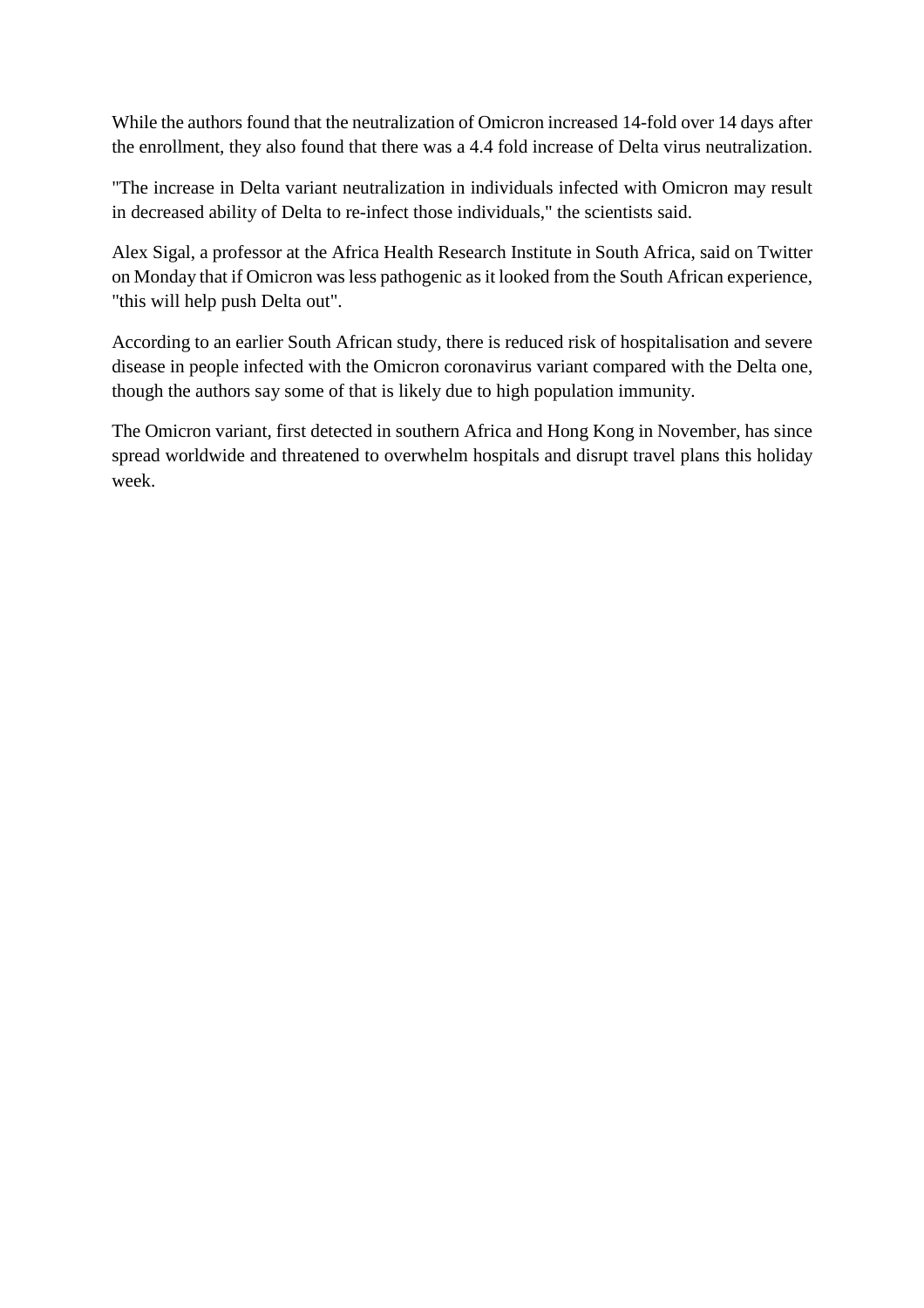While the authors found that the neutralization of Omicron increased 14-fold over 14 days after the enrollment, they also found that there was a 4.4 fold increase of Delta virus neutralization.

"The increase in Delta variant neutralization in individuals infected with Omicron may result in decreased ability of Delta to re-infect those individuals," the scientists said.

Alex Sigal, a professor at the Africa Health Research Institute in South Africa, said on Twitter on Monday that if Omicron was less pathogenic as it looked from the South African experience, "this will help push Delta out".

According to an earlier South African study, there is reduced risk of hospitalisation and severe disease in people infected with the Omicron coronavirus variant compared with the Delta one, though the authors say some of that is likely due to high population immunity.

The Omicron variant, first detected in southern Africa and Hong Kong in November, has since spread worldwide and threatened to overwhelm hospitals and disrupt travel plans this holiday week.